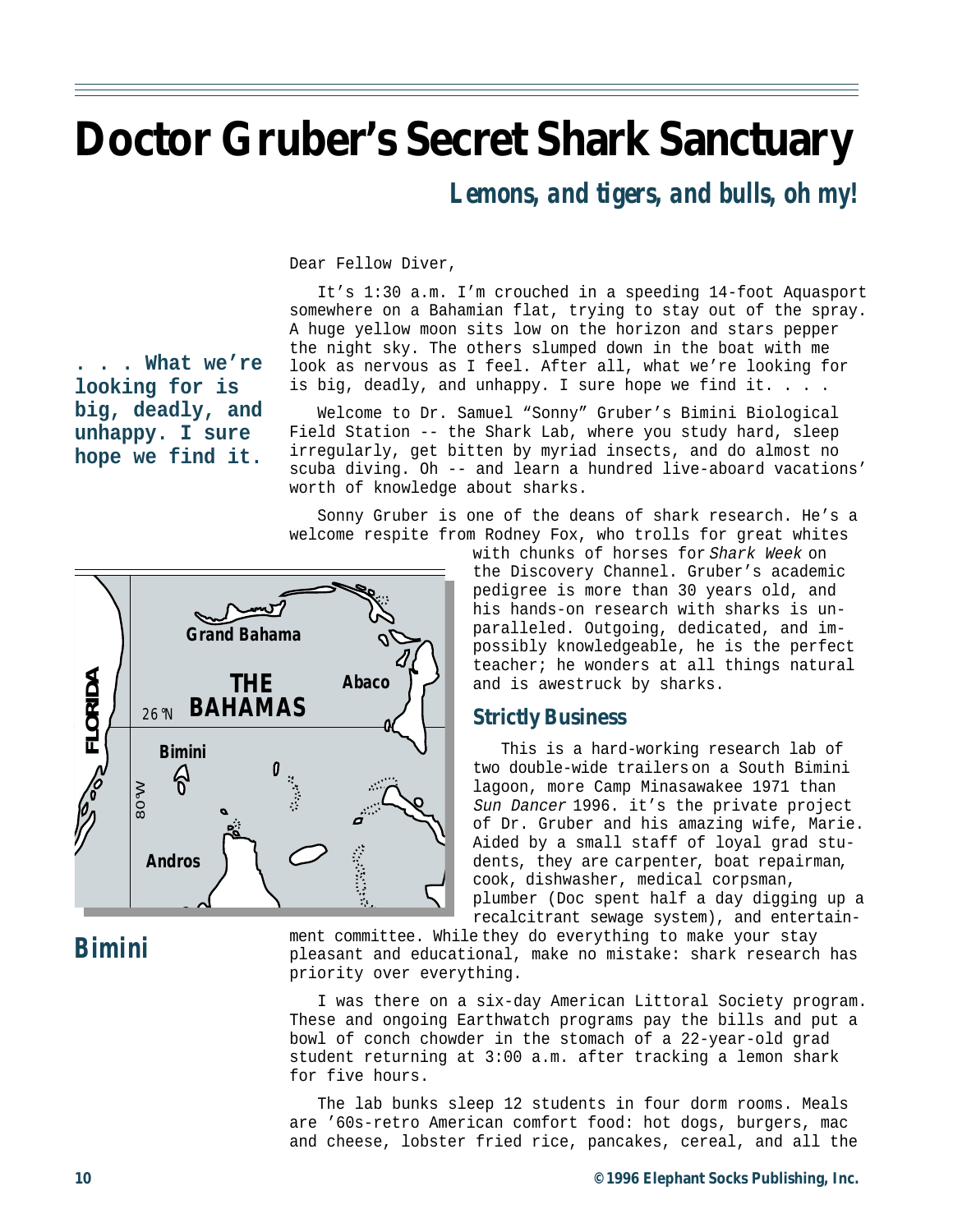# Doctor Gruber's Secret Shark Sanctuary

## *Lemons, and tigers, and bulls, oh my!*

Dear Fellow Diver,

It's 1:30 a.m. I'm crouched in a speeding 14-foot Aquasport somewhere on a Bahamian flat, trying to stay out of the spray. A huge yellow moon sits low on the horizon and stars pepper the night sky. The others slumped down in the boat with me look as nervous as I feel. After all, what we're looking for is big, deadly, and unhappy. I sure hope we find it. . . .

**. . . What we're looking for is big, deadly, and unhappy. I sure hope we find it.**

Welcome to Dr. Samuel "Sonny" Gruber's Bimini Biological Field Station -- the Shark Lab, where you study hard, sleep irregularly, get bitten by myriad insects, and do almost no scuba diving. Oh -- and learn a hundred live-aboard vacations' worth of knowledge about sharks.

Sonny Gruber is one of the deans of shark research. He's a welcome respite from Rodney Fox, who trolls for great whites with chunks of horses for *Shark Week* on the Discovery Channel. Gruber's academic pedigree is more than 30 years old, and his hands-on research with sharks is unparalleled. Outgoing, dedicated, and impossibly knowledgeable, he is the perfect teacher; he wonders at all things natural and is awestruck by sharks.

Grand Bahama | THE BAHAMAS | Abaco | FLORIDA | 26°N | Bimini | 80°W | Andros

**Bimini**

### Strictly Business

This is a hard-working research lab of two double-wide trailers on a South Bimini lagoon, more Camp Minasawakee 1971 than *Sun Dancer* 1996. it's the private project of Dr. Gruber and his amazing wife, Marie. Aided by a small staff of loyal grad students, they are carpenter, boat repairman, cook, dishwasher, medical corpsman, plumber (Doc spent half a day digging up a recalcitrant sewage system), and entertainment committee. While they do everything to make your stay pleasant and educational, make no mistake: shark research has priority over everything.

I was there on a six-day American Littoral Society program. These and ongoing Earthwatch programs pay the bills and put a bowl of conch chowder in the stomach of a 22-year-old grad student returning at 3:00 a.m. after tracking a lemon shark for five hours.

The lab bunks sleep 12 students in four dorm rooms. Meals are '60s-retro American comfort food: hot dogs, burgers, mac and cheese, lobster fried rice, pancakes, cereal, and all the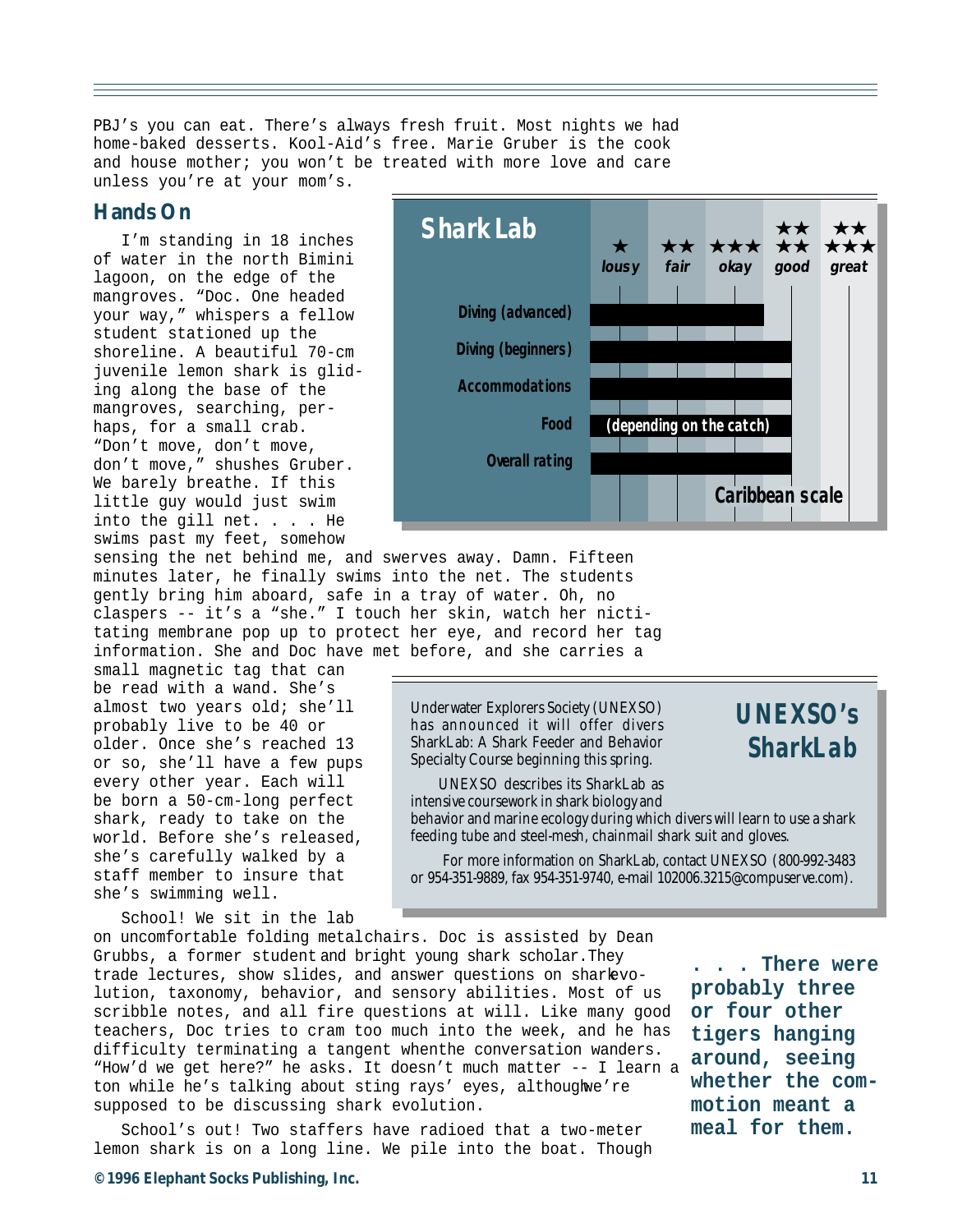PBJ's you can eat. There's always fresh fruit. Most nights we had home-baked desserts. Kool-Aid's free. Marie Gruber is the cook and house mother; you won't be treated with more love and care unless you're at your mom's.

## Hands On

I'm standing in 18 inches of water in the north Bimini lagoon, on the edge of the mangroves. "Doc. One headed your way," whispers a fellow student stationed up the shoreline. A beautiful 70-cm juvenile lemon shark is gliding along the base of the mangroves, searching, perhaps, for a small crab. "Don't move, don't move, don't move," shushes Gruber. We barely breathe. If this little guy would just swim into the gill net. . . . He swims past my feet, somehow sensing the net behind me, and swerves away. Damn. Fifteen minutes later, he finally swims into the net. The students gently bring him aboard, safe in a tray of water. Oh, no claspers -- it's a "she." I touch her skin, watch her nictitating membrane pop up to protect her eye, and record her tag information. She and Doc have met before, and she carries a small magnetic tag that can be read with a wand. She's almost two years old; she'll probably live to be 40 or older. Once she's reached 13 or so, she'll have a few pups every other year. Each will be born a 50-cm-long perfect shark, ready to take on the world. Before she's released, she's carefully walked by a staff member to insure that she's swimming well.

**Shark Lab** (Caribbean scale: ★ lousy, ★★ fair, ★★★ okay, ★★★★ good, ★★★★★ great)

| Category | Rating |
|---|---|
| Diving (advanced) | ★★★ okay |
| Diving (beginners) | ★★★★ good |
| Accommodations | ★★★★ good |
| Food | ★★★★ good (depending on the catch) |
| Overall rating | ★★★★ good |

### UNEXSO's SharkLab

Underwater Explorers Society (UNEXSO) has announced it will offer divers SharkLab: A Shark Feeder and Behavior Specialty Course beginning this spring.

UNEXSO describes its SharkLab as intensive coursework in shark biology and behavior and marine ecology during which divers will learn to use a shark feeding tube and steel-mesh, chainmail shark suit and gloves.

For more information on SharkLab, contact UNEXSO (800-992-3483 or 954-351-9889, fax 954-351-9740, e-mail 102006.3215@compuserve.com).

School! We sit in the lab on uncomfortable folding metal chairs. Doc is assisted by Dean Grubbs, a former student and bright young shark scholar. They trade lectures, show slides, and answer questions on shark evolution, taxonomy, behavior, and sensory abilities. Most of us scribble notes, and all fire questions at will. Like many good teachers, Doc tries to cram too much into the week, and he has difficulty terminating a tangent when the conversation wanders. "How'd we get here?" he asks. It doesn't much matter -- I learn a ton while he's talking about sting rays' eyes, although we're supposed to be discussing shark evolution.

**. . . There were probably three or four other tigers hanging around, seeing whether the commotion meant a meal for them.**

School's out! Two staffers have radioed that a two-meter lemon shark is on a long line. We pile into the boat. Though

© 1996 Elephant Socks Publishing, Inc.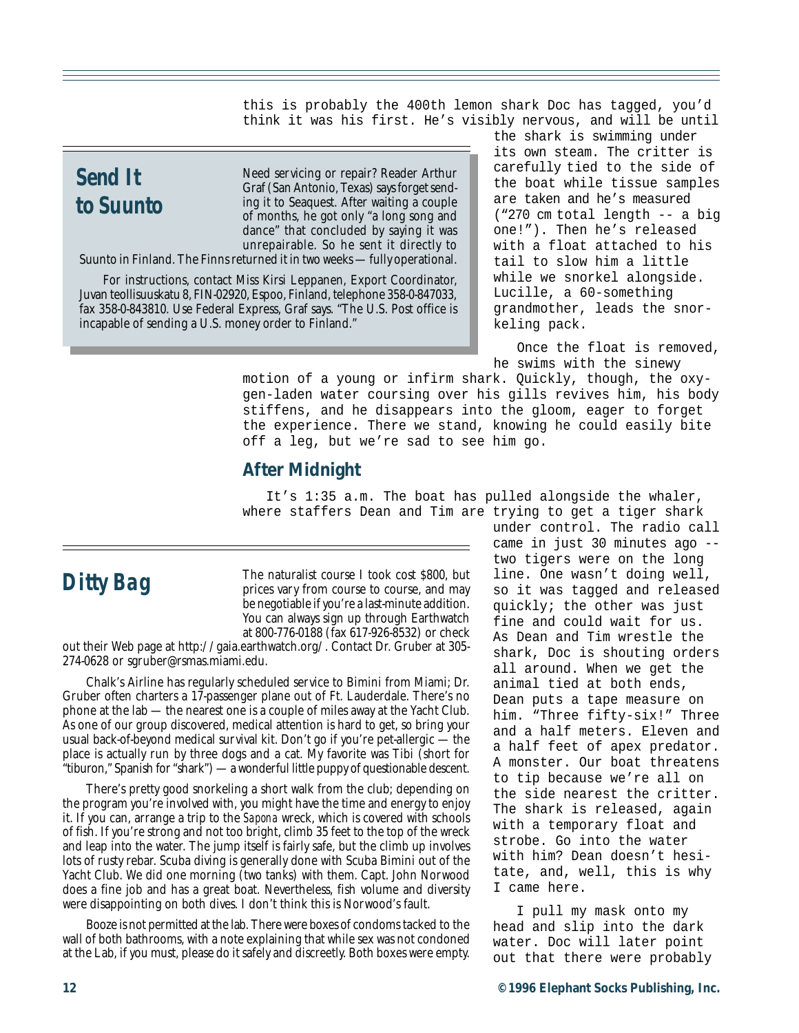this is probably the 400th lemon shark Doc has tagged, you'd think it was his first. He's visibly nervous, and will be until the shark is swimming under its own steam. The critter is carefully tied to the side of the boat while tissue samples are taken and he's measured ("270 cm total length -- a big one!"). Then he's released with a float attached to his tail to slow him a little while we snorkel alongside. Lucille, a 60-something grandmother, leads the snorkeling pack.

Once the float is removed, he swims with the sinewy motion of a young or infirm shark. Quickly, though, the oxygen-laden water coursing over his gills revives him, his body stiffens, and he disappears into the gloom, eager to forget the experience. There we stand, knowing he could easily bite off a leg, but we're sad to see him go.

## After Midnight

It's 1:35 a.m. The boat has pulled alongside the whaler, where staffers Dean and Tim are trying to get a tiger shark under control. The radio call came in just 30 minutes ago -- two tigers were on the long line. One wasn't doing well, so it was tagged and released quickly; the other was just fine and could wait for us. As Dean and Tim wrestle the shark, Doc is shouting orders all around. When we get the animal tied at both ends, Dean puts a tape measure on him. "Three fifty-six!" Three and a half meters. Eleven and a half feet of apex predator. A monster. Our boat threatens to tip because we're all on the side nearest the critter. The shark is released, again with a temporary float and strobe. Go into the water with him? Dean doesn't hesitate, and, well, this is why I came here.

I pull my mask onto my head and slip into the dark water. Doc will later point out that there were probably

## Send It to Suunto

Need servicing or repair? Reader Arthur Graf (San Antonio, Texas) says forget sending it to Seaquest. After waiting a couple of months, he got only "a long song and dance" that concluded by saying it was unrepairable. So he sent it directly to Suunto in Finland. The Finns returned it in two weeks — fully operational.

For instructions, contact Miss Kirsi Leppanen, Export Coordinator, Juvan teollisuuskatu 8, FIN-02920, Espoo, Finland, telephone 358-0-847033, fax 358-0-843810. Use Federal Express, Graf says. "The U.S. Post office is incapable of sending a U.S. money order to Finland."

## Ditty Bag

The naturalist course I took cost $800, but prices vary from course to course, and may be negotiable if you're a last-minute addition. You can always sign up through Earthwatch at 800-776-0188 (fax 617-926-8532) or check out their Web page at http://gaia.earthwatch.org/. Contact Dr. Gruber at 305-274-0628 or sgruber@rsmas.miami.edu.

Chalk's Airline has regularly scheduled service to Bimini from Miami; Dr. Gruber often charters a 17-passenger plane out of Ft. Lauderdale. There's no phone at the lab — the nearest one is a couple of miles away at the Yacht Club. As one of our group discovered, medical attention is hard to get, so bring your usual back-of-beyond medical survival kit. Don't go if you're pet-allergic — the place is actually run by three dogs and a cat. My favorite was Tibi (short for "tiburon," Spanish for "shark") — a wonderful little puppy of questionable descent.

There's pretty good snorkeling a short walk from the club; depending on the program you're involved with, you might have the time and energy to enjoy it. If you can, arrange a trip to the *Sapona* wreck, which is covered with schools of fish. If you're strong and not too bright, climb 35 feet to the top of the wreck and leap into the water. The jump itself is fairly safe, but the climb up involves lots of rusty rebar. Scuba diving is generally done with Scuba Bimini out of the Yacht Club. We did one morning (two tanks) with them. Capt. John Norwood does a fine job and has a great boat. Nevertheless, fish volume and diversity were disappointing on both dives. I don't think this is Norwood's fault.

Booze is not permitted at the lab. There were boxes of condoms tacked to the wall of both bathrooms, with a note explaining that while sex was not condoned at the Lab, if you must, please do it safely and discreetly. Both boxes were empty.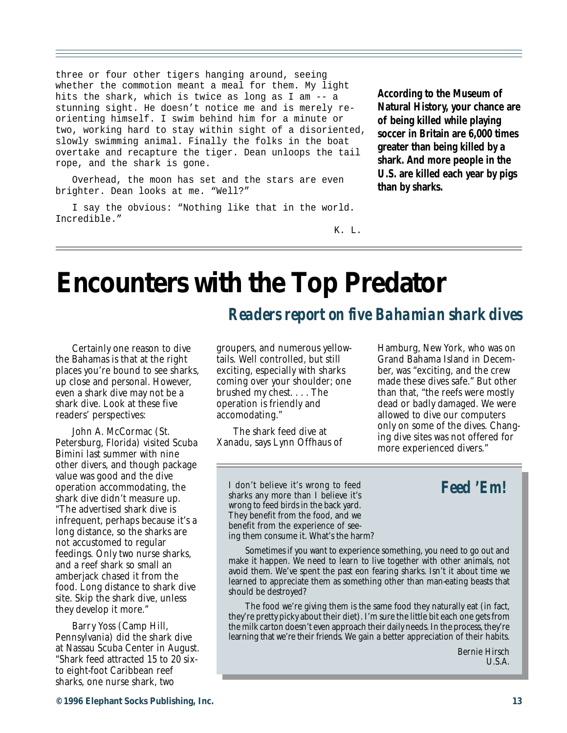three or four other tigers hanging around, seeing whether the commotion meant a meal for them. My light hits the shark, which is twice as long as I am -- a stunning sight. He doesn't notice me and is merely re-orienting himself. I swim behind him for a minute or two, working hard to stay within sight of a disoriented, slowly swimming animal. Finally the folks in the boat overtake and recapture the tiger. Dean unloops the tail rope, and the shark is gone.

Overhead, the moon has set and the stars are even brighter. Dean looks at me. "Well?"

I say the obvious: "Nothing like that in the world. Incredible."

K. L.

**According to the Museum of Natural History, your chance are of being killed while playing soccer in Britain are 6,000 times greater than being killed by a shark. And more people in the U.S. are killed each year by pigs than by sharks.**

# Encounters with the Top Predator

## *Readers report on five Bahamian shark dives*

Certainly one reason to dive the Bahamas is that at the right places you're bound to see sharks, up close and personal. However, even a shark dive may not be a shark dive. Look at these five readers' perspectives:

John A. McCormac (St. Petersburg, Florida) visited Scuba Bimini last summer with nine other divers, and though package value was good and the dive operation accommodating, the shark dive didn't measure up. "The advertised shark dive is infrequent, perhaps because it's a long distance, so the sharks are not accustomed to regular feedings. Only two nurse sharks, and a reef shark so small an amberjack chased it from the food. Long distance to shark dive site. Skip the shark dive, unless they develop it more."

Barry Yoss (Camp Hill, Pennsylvania) did the shark dive at Nassau Scuba Center in August. "Shark feed attracted 15 to 20 six- to eight-foot Caribbean reef sharks, one nurse shark, two groupers, and numerous yellowtails. Well controlled, but still exciting, especially with sharks coming over your shoulder; one brushed my chest. . . . The operation is friendly and accomodating."

The shark feed dive at Xanadu, says Lynn Offhaus of Hamburg, New York, who was on Grand Bahama Island in December, was "exciting, and the crew made these dives safe." But other than that, "the reefs were mostly dead or badly damaged. We were allowed to dive our computers only on some of the dives. Changing dive sites was not offered for more experienced divers."

### *Feed 'Em!*

I don't believe it's wrong to feed sharks any more than I believe it's wrong to feed birds in the back yard. They benefit from the food, and we benefit from the experience of seeing them consume it. What's the harm?

Sometimes if you want to experience something, you need to go out and make it happen. We need to learn to live together with other animals, not avoid them. We've spent the past eon fearing sharks. Isn't it about time we learned to appreciate them as something other than man-eating beasts that should be destroyed?

The food we're giving them is the same food they naturally eat (in fact, they're pretty picky about their diet). I'm sure the little bit each one gets from the milk carton doesn't even approach their daily needs. In the process, they're learning that we're their friends. We gain a better appreciation of their habits.

Bernie Hirsch
U.S.A.

© 1996 Elephant Socks Publishing, Inc.